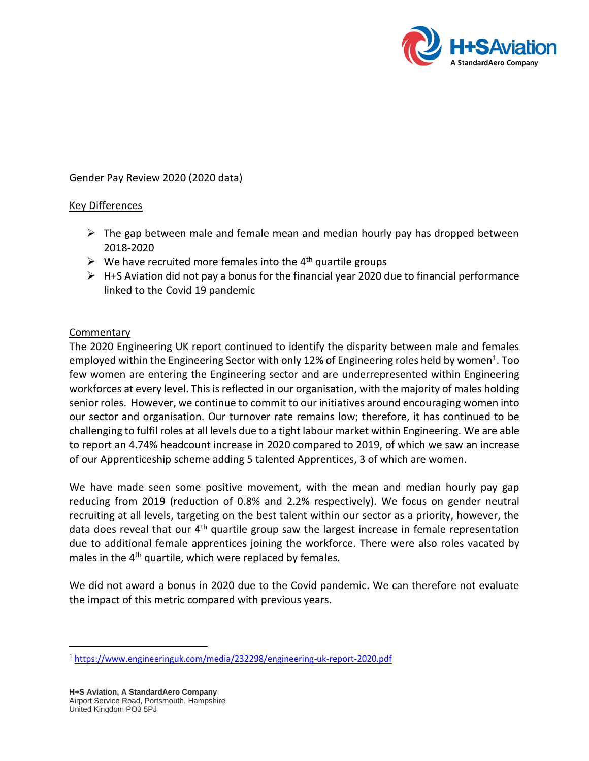## Gender Pay Review 2020 (2020 data)

### Key Differences

- The gap between male and female mean and median hourly pay has dropped between 2018-2020
- We have recruited more females into the 4th quartile groups
- H+S Aviation did not pay a bonus for the financial year 2020 due to financial performance linked to the Covid 19 pandemic

### Commentary

The 2020 Engineering UK report continued to identify the disparity between male and females employed within the Engineering Sector with only 12% of Engineering roles held by women[1]. Too few women are entering the Engineering sector and are underrepresented within Engineering workforces at every level. This is reflected in our organisation, with the majority of males holding senior roles. However, we continue to commit to our initiatives around encouraging women into our sector and organisation. Our turnover rate remains low; therefore, it has continued to be challenging to fulfil roles at all levels due to a tight labour market within Engineering. We are able to report an 4.74% headcount increase in 2020 compared to 2019, of which we saw an increase of our Apprenticeship scheme adding 5 talented Apprentices, 3 of which are women.

We have made seen some positive movement, with the mean and median hourly pay gap reducing from 2019 (reduction of 0.8% and 2.2% respectively). We focus on gender neutral recruiting at all levels, targeting on the best talent within our sector as a priority, however, the data does reveal that our 4th quartile group saw the largest increase in female representation due to additional female apprentices joining the workforce. There were also roles vacated by males in the 4th quartile, which were replaced by females.

We did not award a bonus in 2020 due to the Covid pandemic. We can therefore not evaluate the impact of this metric compared with previous years.

---

[1] https://www.engineeringuk.com/media/232298/engineering-uk-report-2020.pdf

**H+S Aviation, A StandardAero Company**
Airport Service Road, Portsmouth, Hampshire
United Kingdom PO3 5PJ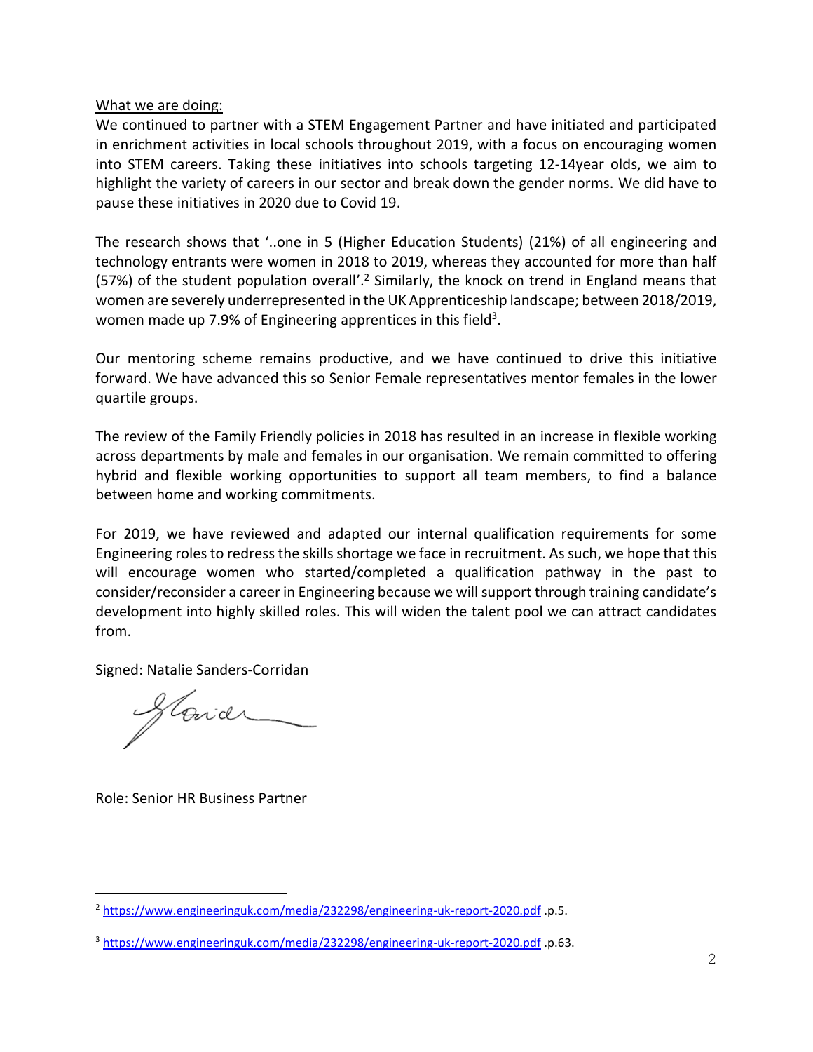What we are doing:

We continued to partner with a STEM Engagement Partner and have initiated and participated in enrichment activities in local schools throughout 2019, with a focus on encouraging women into STEM careers. Taking these initiatives into schools targeting 12-14year olds, we aim to highlight the variety of careers in our sector and break down the gender norms. We did have to pause these initiatives in 2020 due to Covid 19.

The research shows that '..one in 5 (Higher Education Students) (21%) of all engineering and technology entrants were women in 2018 to 2019, whereas they accounted for more than half (57%) of the student population overall'.[2] Similarly, the knock on trend in England means that women are severely underrepresented in the UK Apprenticeship landscape; between 2018/2019, women made up 7.9% of Engineering apprentices in this field[3].

Our mentoring scheme remains productive, and we have continued to drive this initiative forward. We have advanced this so Senior Female representatives mentor females in the lower quartile groups.

The review of the Family Friendly policies in 2018 has resulted in an increase in flexible working across departments by male and females in our organisation. We remain committed to offering hybrid and flexible working opportunities to support all team members, to find a balance between home and working commitments.

For 2019, we have reviewed and adapted our internal qualification requirements for some Engineering roles to redress the skills shortage we face in recruitment. As such, we hope that this will encourage women who started/completed a qualification pathway in the past to consider/reconsider a career in Engineering because we will support through training candidate's development into highly skilled roles. This will widen the talent pool we can attract candidates from.

Signed: Natalie Sanders-Corridan

Role: Senior HR Business Partner

---

[2] https://www.engineeringuk.com/media/232298/engineering-uk-report-2020.pdf .p.5.

[3] https://www.engineeringuk.com/media/232298/engineering-uk-report-2020.pdf .p.63.